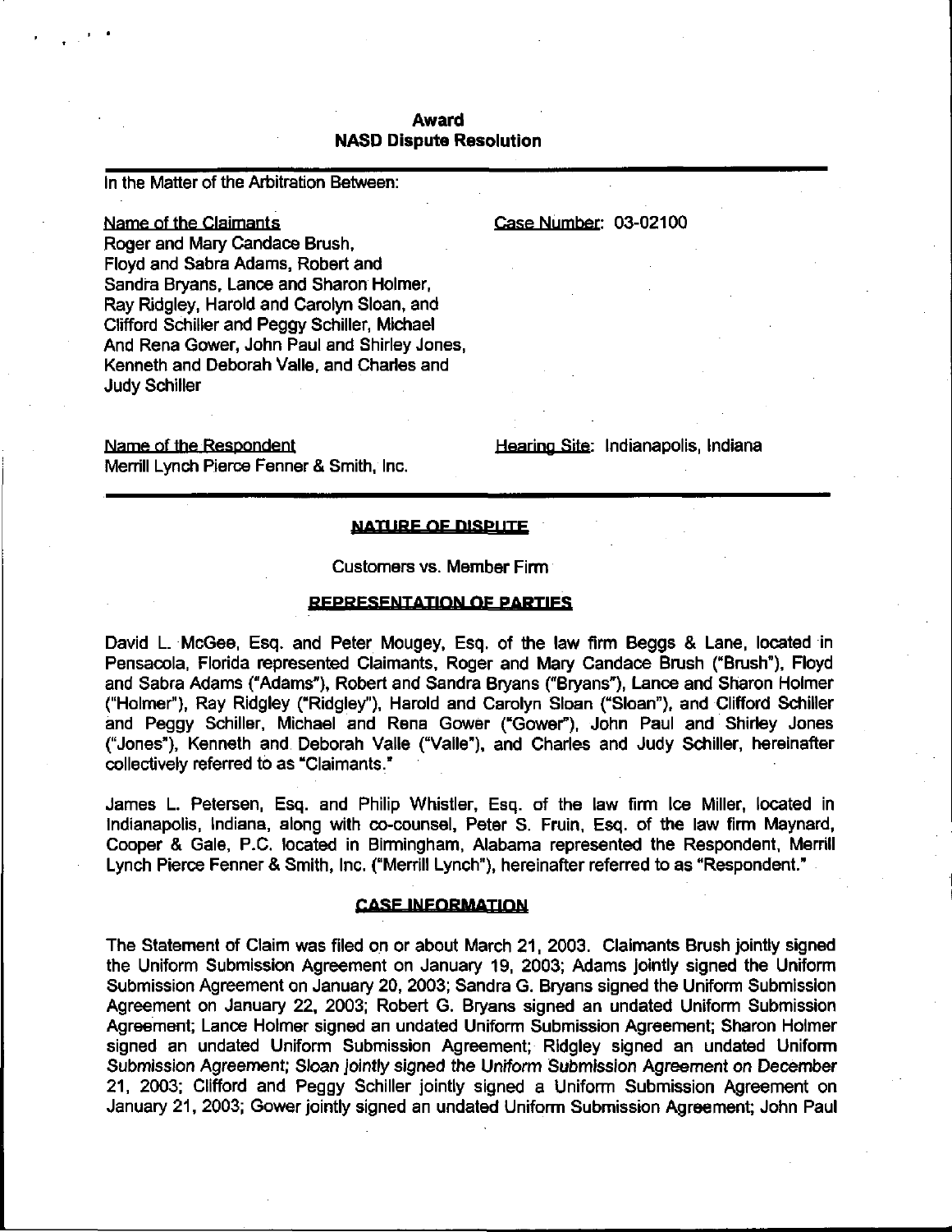**Award**
**NASD Dispute Resolution**

In the Matter of the Arbitration Between:

Name of the Claimants
Roger and Mary Candace Brush, Floyd and Sabra Adams, Robert and Sandra Bryans, Lance and Sharon Holmer, Ray Ridgley, Harold and Carolyn Sloan, and Clifford Schiller and Peggy Schiller, Michael And Rena Gower, John Paul and Shirley Jones, Kenneth and Deborah Valle, and Charles and Judy Schiller

Case Number: 03-02100

Name of the Respondent
Merrill Lynch Pierce Fenner & Smith, Inc.

Hearing Site: Indianapolis, Indiana

## NATURE OF DISPUTE

Customers vs. Member Firm

## REPRESENTATION OF PARTIES

David L. McGee, Esq. and Peter Mougey, Esq. of the law firm Beggs & Lane, located in Pensacola, Florida represented Claimants, Roger and Mary Candace Brush ("Brush"), Floyd and Sabra Adams ("Adams"), Robert and Sandra Bryans ("Bryans"), Lance and Sharon Holmer ("Holmer"), Ray Ridgley ("Ridgley"), Harold and Carolyn Sloan ("Sloan"), and Clifford Schiller and Peggy Schiller, Michael and Rena Gower ("Gower"), John Paul and Shirley Jones ("Jones"), Kenneth and Deborah Valle ("Valle"), and Charles and Judy Schiller, hereinafter collectively referred to as "Claimants."

James L. Petersen, Esq. and Philip Whistler, Esq. of the law firm Ice Miller, located in Indianapolis, Indiana, along with co-counsel, Peter S. Fruin, Esq. of the law firm Maynard, Cooper & Gale, P.C. located in Birmingham, Alabama represented the Respondent, Merrill Lynch Pierce Fenner & Smith, Inc. ("Merrill Lynch"), hereinafter referred to as "Respondent."

## CASE INFORMATION

The Statement of Claim was filed on or about March 21, 2003. Claimants Brush jointly signed the Uniform Submission Agreement on January 19, 2003; Adams jointly signed the Uniform Submission Agreement on January 20, 2003; Sandra G. Bryans signed the Uniform Submission Agreement on January 22, 2003; Robert G. Bryans signed an undated Uniform Submission Agreement; Lance Holmer signed an undated Uniform Submission Agreement; Sharon Holmer signed an undated Uniform Submission Agreement; Ridgley signed an undated Uniform Submission Agreement; Sloan jointly signed the Uniform Submission Agreement on December 21, 2003; Clifford and Peggy Schiller jointly signed a Uniform Submission Agreement on January 21, 2003; Gower jointly signed an undated Uniform Submission Agreement; John Paul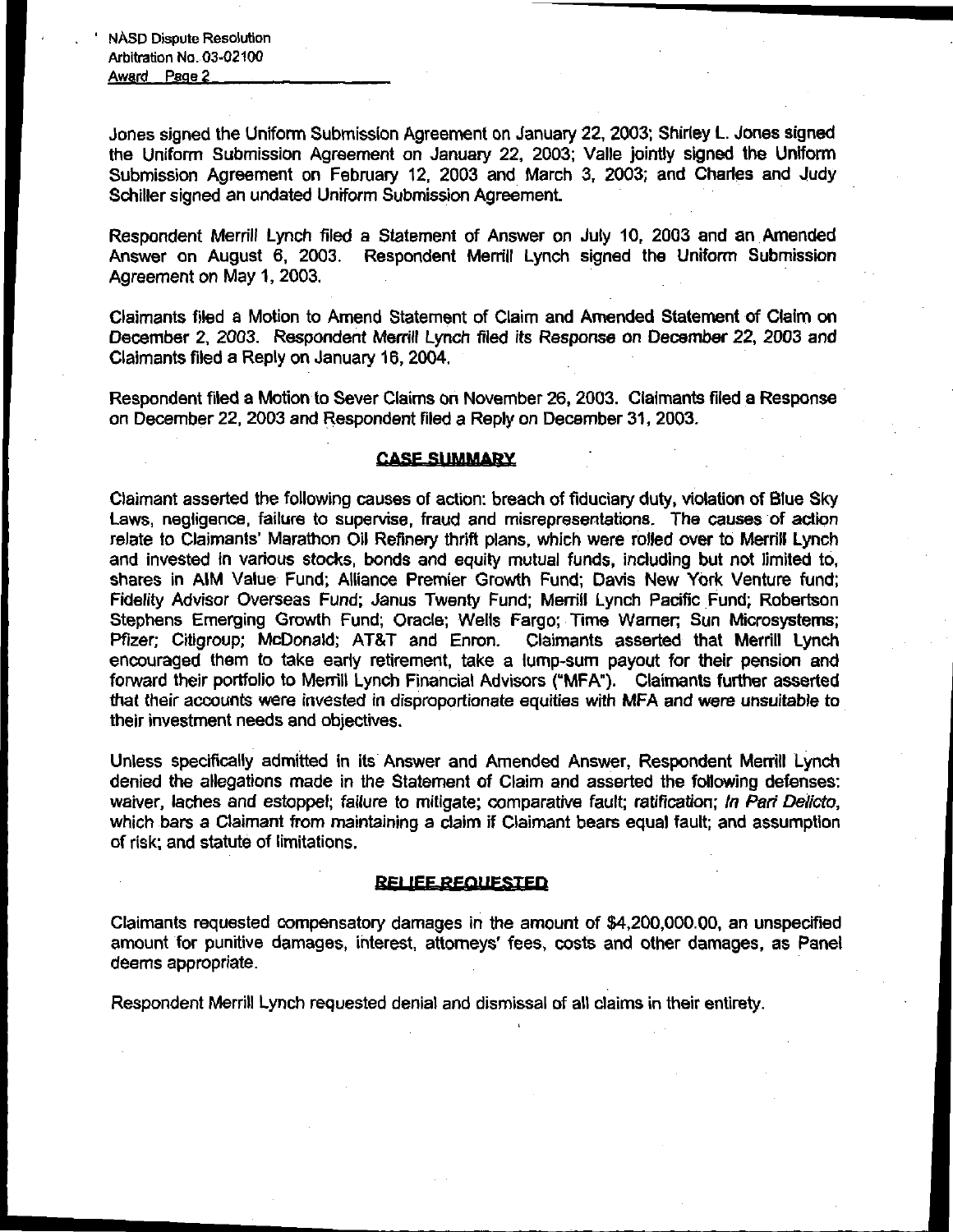Jones signed the Uniform Submission Agreement on January 22, 2003; Shirley L. Jones signed the Uniform Submission Agreement on January 22, 2003; Valle jointly signed the Uniform Submission Agreement on February 12, 2003 and March 3, 2003; and Charles and Judy Schiller signed an undated Uniform Submission Agreement.

Respondent Merrill Lynch filed a Statement of Answer on July 10, 2003 and an Amended Answer on August 6, 2003. Respondent Merrill Lynch signed the Uniform Submission Agreement on May 1, 2003.

Claimants filed a Motion to Amend Statement of Claim and Amended Statement of Claim on December 2, 2003. Respondent Merrill Lynch filed its Response on December 22, 2003 and Claimants filed a Reply on January 16, 2004.

Respondent filed a Motion to Sever Claims on November 26, 2003. Claimants filed a Response on December 22, 2003 and Respondent filed a Reply on December 31, 2003.

## CASE SUMMARY

Claimant asserted the following causes of action: breach of fiduciary duty, violation of Blue Sky Laws, negligence, failure to supervise, fraud and misrepresentations. The causes of action relate to Claimants' Marathon Oil Refinery thrift plans, which were rolled over to Merrill Lynch and invested in various stocks, bonds and equity mutual funds, including but not limited to, shares in AIM Value Fund; Alliance Premier Growth Fund; Davis New York Venture fund; Fidelity Advisor Overseas Fund; Janus Twenty Fund; Merrill Lynch Pacific Fund; Robertson Stephens Emerging Growth Fund; Oracle; Wells Fargo; Time Warner; Sun Microsystems; Pfizer; Citigroup; McDonald; AT&T and Enron. Claimants asserted that Merrill Lynch encouraged them to take early retirement, take a lump-sum payout for their pension and forward their portfolio to Merrill Lynch Financial Advisors ("MFA"). Claimants further asserted that their accounts were invested in disproportionate equities with MFA and were unsuitable to their investment needs and objectives.

Unless specifically admitted in its Answer and Amended Answer, Respondent Merrill Lynch denied the allegations made in the Statement of Claim and asserted the following defenses: waiver, laches and estoppel; failure to mitigate; comparative fault; ratification; *In Pari Delicto*, which bars a Claimant from maintaining a claim if Claimant bears equal fault; and assumption of risk; and statute of limitations.

## RELIEF REQUESTED

Claimants requested compensatory damages in the amount of $4,200,000.00, an unspecified amount for punitive damages, interest, attorneys' fees, costs and other damages, as Panel deems appropriate.

Respondent Merrill Lynch requested denial and dismissal of all claims in their entirety.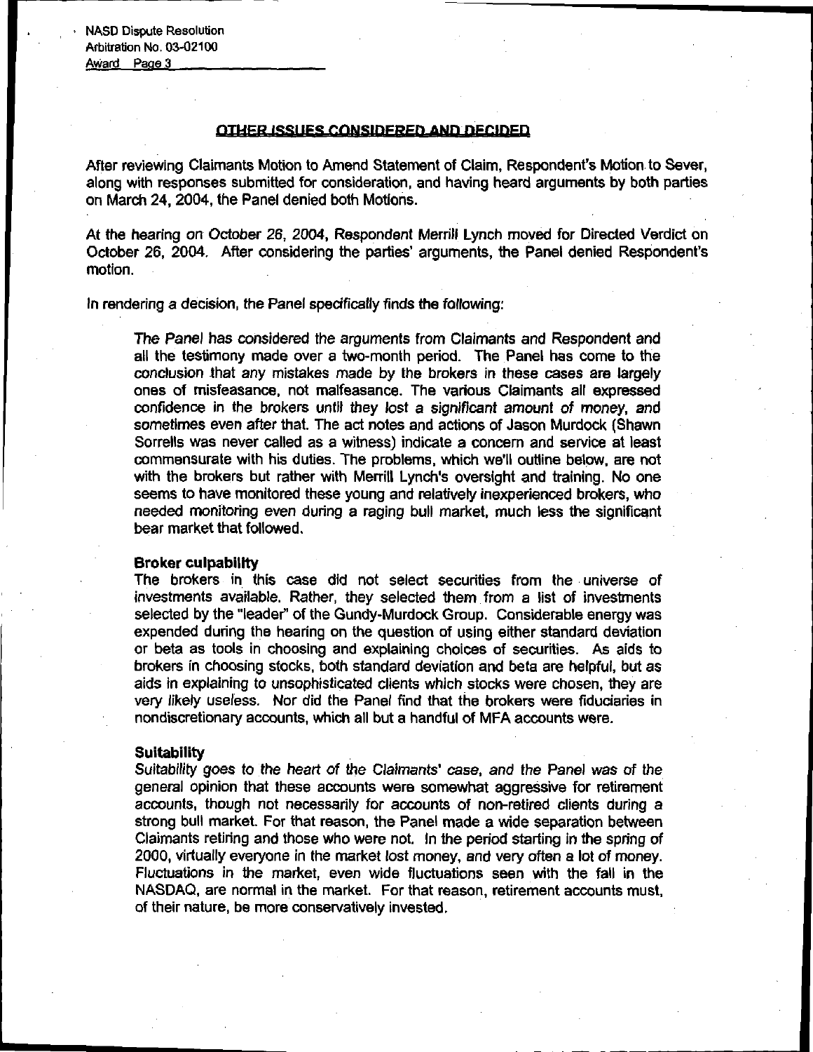## OTHER ISSUES CONSIDERED AND DECIDED

After reviewing Claimants Motion to Amend Statement of Claim, Respondent's Motion to Sever, along with responses submitted for consideration, and having heard arguments by both parties on March 24, 2004, the Panel denied both Motions.

At the hearing on October 26, 2004, Respondent Merrill Lynch moved for Directed Verdict on October 26, 2004. After considering the parties' arguments, the Panel denied Respondent's motion.

In rendering a decision, the Panel specifically finds the following:

> The Panel has considered the arguments from Claimants and Respondent and all the testimony made over a two-month period. The Panel has come to the conclusion that any mistakes made by the brokers in these cases are largely ones of misfeasance, not malfeasance. The various Claimants all expressed confidence in the brokers until they lost a significant amount of money, and sometimes even after that. The act notes and actions of Jason Murdock (Shawn Sorrells was never called as a witness) indicate a concern and service at least commensurate with his duties. The problems, which we'll outline below, are not with the brokers but rather with Merrill Lynch's oversight and training. No one seems to have monitored these young and relatively inexperienced brokers, who needed monitoring even during a raging bull market, much less the significant bear market that followed.
>
> **Broker culpability**
> The brokers in this case did not select securities from the universe of investments available. Rather, they selected them from a list of investments selected by the "leader" of the Gundy-Murdock Group. Considerable energy was expended during the hearing on the question of using either standard deviation or beta as tools in choosing and explaining choices of securities. As aids to brokers in choosing stocks, both standard deviation and beta are helpful, but as aids in explaining to unsophisticated clients which stocks were chosen, they are very likely useless. Nor did the Panel find that the brokers were fiduciaries in nondiscretionary accounts, which all but a handful of MFA accounts were.
>
> **Suitability**
> Suitability goes to the heart of the Claimants' case, and the Panel was of the general opinion that these accounts were somewhat aggressive for retirement accounts, though not necessarily for accounts of non-retired clients during a strong bull market. For that reason, the Panel made a wide separation between Claimants retiring and those who were not. In the period starting in the spring of 2000, virtually everyone in the market lost money, and very often a lot of money. Fluctuations in the market, even wide fluctuations seen with the fall in the NASDAQ, are normal in the market. For that reason, retirement accounts must, of their nature, be more conservatively invested.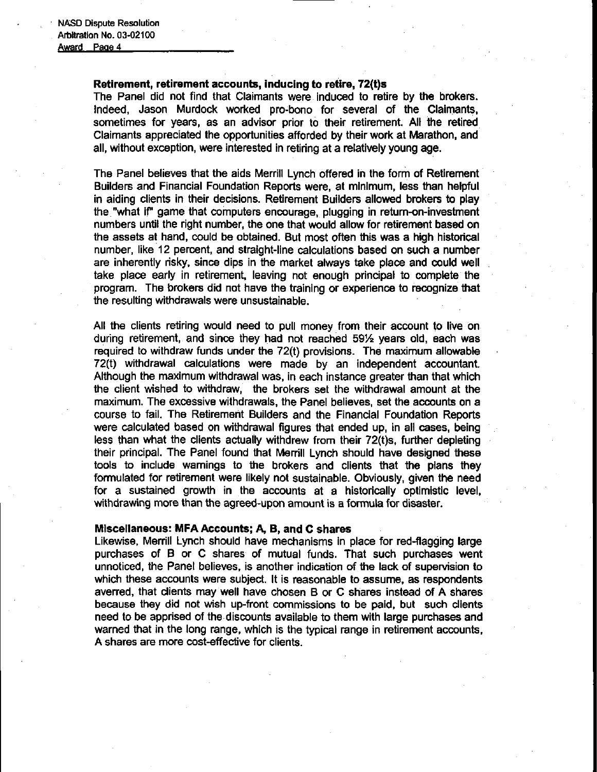### Retirement, retirement accounts, inducing to retire, 72(t)s

The Panel did not find that Claimants were induced to retire by the brokers. Indeed, Jason Murdock worked pro-bono for several of the Claimants, sometimes for years, as an advisor prior to their retirement. All the retired Claimants appreciated the opportunities afforded by their work at Marathon, and all, without exception, were interested in retiring at a relatively young age.

The Panel believes that the aids Merrill Lynch offered in the form of Retirement Builders and Financial Foundation Reports were, at minimum, less than helpful in aiding clients in their decisions. Retirement Builders allowed brokers to play the "what if" game that computers encourage, plugging in return-on-investment numbers until the right number, the one that would allow for retirement based on the assets at hand, could be obtained. But most often this was a high historical number, like 12 percent, and straight-line calculations based on such a number are inherently risky, since dips in the market always take place and could well take place early in retirement, leaving not enough principal to complete the program. The brokers did not have the training or experience to recognize that the resulting withdrawals were unsustainable.

All the clients retiring would need to pull money from their account to live on during retirement, and since they had not reached 59½ years old, each was required to withdraw funds under the 72(t) provisions. The maximum allowable 72(t) withdrawal calculations were made by an independent accountant. Although the maximum withdrawal was, in each instance greater than that which the client wished to withdraw, the brokers set the withdrawal amount at the maximum. The excessive withdrawals, the Panel believes, set the accounts on a course to fail. The Retirement Builders and the Financial Foundation Reports were calculated based on withdrawal figures that ended up, in all cases, being less than what the clients actually withdrew from their 72(t)s, further depleting their principal. The Panel found that Merrill Lynch should have designed these tools to include warnings to the brokers and clients that the plans they formulated for retirement were likely not sustainable. Obviously, given the need for a sustained growth in the accounts at a historically optimistic level, withdrawing more than the agreed-upon amount is a formula for disaster.

### Miscellaneous: MFA Accounts; A, B, and C shares

Likewise, Merrill Lynch should have mechanisms in place for red-flagging large purchases of B or C shares of mutual funds. That such purchases went unnoticed, the Panel believes, is another indication of the lack of supervision to which these accounts were subject. It is reasonable to assume, as respondents averred, that clients may well have chosen B or C shares instead of A shares because they did not wish up-front commissions to be paid, but such clients need to be apprised of the discounts available to them with large purchases and warned that in the long range, which is the typical range in retirement accounts, A shares are more cost-effective for clients.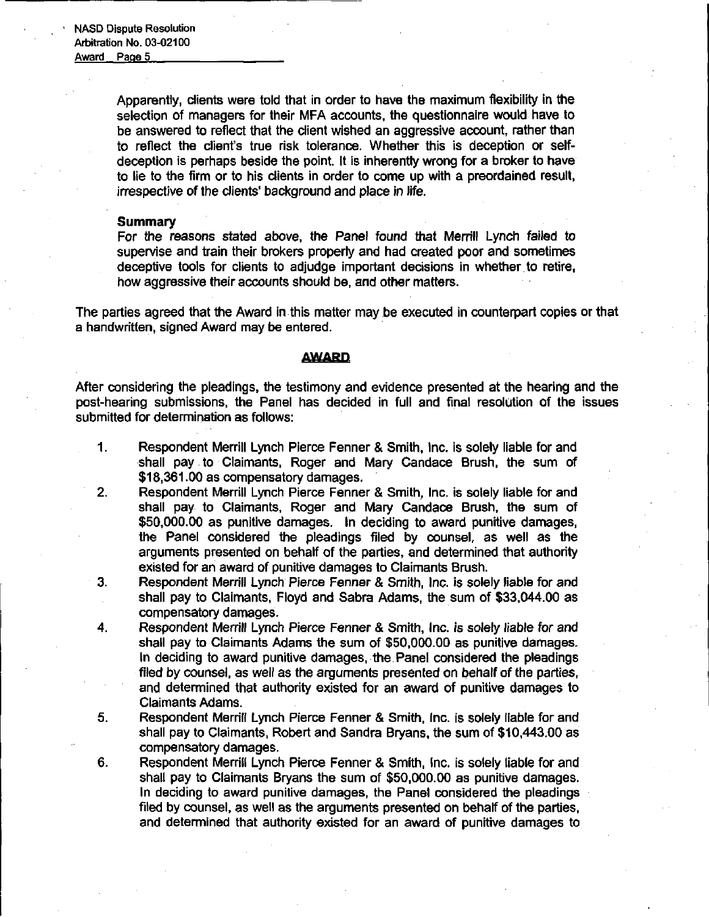Apparently, clients were told that in order to have the maximum flexibility in the selection of managers for their MFA accounts, the questionnaire would have to be answered to reflect that the client wished an aggressive account, rather than to reflect the client's true risk tolerance. Whether this is deception or self-deception is perhaps beside the point. It is inherently wrong for a broker to have to lie to the firm or to his clients in order to come up with a preordained result, irrespective of the clients' background and place in life.

**Summary**

For the reasons stated above, the Panel found that Merrill Lynch failed to supervise and train their brokers properly and had created poor and sometimes deceptive tools for clients to adjudge important decisions in whether to retire, how aggressive their accounts should be, and other matters.

The parties agreed that the Award in this matter may be executed in counterpart copies or that a handwritten, signed Award may be entered.

## AWARD

After considering the pleadings, the testimony and evidence presented at the hearing and the post-hearing submissions, the Panel has decided in full and final resolution of the issues submitted for determination as follows:

1. Respondent Merrill Lynch Pierce Fenner & Smith, Inc. is solely liable for and shall pay to Claimants, Roger and Mary Candace Brush, the sum of $18,361.00 as compensatory damages.
2. Respondent Merrill Lynch Pierce Fenner & Smith, Inc. is solely liable for and shall pay to Claimants, Roger and Mary Candace Brush, the sum of $50,000.00 as punitive damages. In deciding to award punitive damages, the Panel considered the pleadings filed by counsel, as well as the arguments presented on behalf of the parties, and determined that authority existed for an award of punitive damages to Claimants Brush.
3. Respondent Merrill Lynch Pierce Fenner & Smith, Inc. is solely liable for and shall pay to Claimants, Floyd and Sabra Adams, the sum of $33,044.00 as compensatory damages.
4. Respondent Merrill Lynch Pierce Fenner & Smith, Inc. is solely liable for and shall pay to Claimants Adams the sum of $50,000.00 as punitive damages. In deciding to award punitive damages, the Panel considered the pleadings filed by counsel, as well as the arguments presented on behalf of the parties, and determined that authority existed for an award of punitive damages to Claimants Adams.
5. Respondent Merrill Lynch Pierce Fenner & Smith, Inc. is solely liable for and shall pay to Claimants, Robert and Sandra Bryans, the sum of $10,443.00 as compensatory damages.
6. Respondent Merrill Lynch Pierce Fenner & Smith, Inc. is solely liable for and shall pay to Claimants Bryans the sum of $50,000.00 as punitive damages. In deciding to award punitive damages, the Panel considered the pleadings filed by counsel, as well as the arguments presented on behalf of the parties, and determined that authority existed for an award of punitive damages to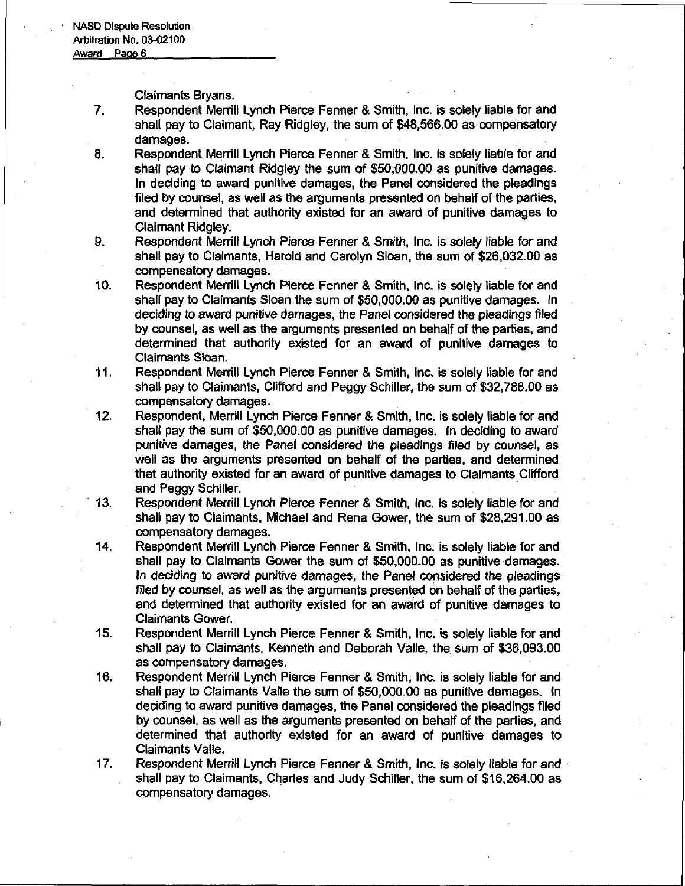Claimants Bryans.

7. Respondent Merrill Lynch Pierce Fenner & Smith, Inc. is solely liable for and shall pay to Claimant, Ray Ridgley, the sum of $48,566.00 as compensatory damages.
8. Respondent Merrill Lynch Pierce Fenner & Smith, Inc. is solely liable for and shall pay to Claimant Ridgley the sum of $50,000.00 as punitive damages. In deciding to award punitive damages, the Panel considered the pleadings filed by counsel, as well as the arguments presented on behalf of the parties, and determined that authority existed for an award of punitive damages to Claimant Ridgley.
9. Respondent Merrill Lynch Pierce Fenner & Smith, Inc. is solely liable for and shall pay to Claimants, Harold and Carolyn Sloan, the sum of $26,032.00 as compensatory damages.
10. Respondent Merrill Lynch Pierce Fenner & Smith, Inc. is solely liable for and shall pay to Claimants Sloan the sum of $50,000.00 as punitive damages. In deciding to award punitive damages, the Panel considered the pleadings filed by counsel, as well as the arguments presented on behalf of the parties, and determined that authority existed for an award of punitive damages to Claimants Sloan.
11. Respondent Merrill Lynch Pierce Fenner & Smith, Inc. is solely liable for and shall pay to Claimants, Clifford and Peggy Schiller, the sum of $32,786.00 as compensatory damages.
12. Respondent, Merrill Lynch Pierce Fenner & Smith, Inc. is solely liable for and shall pay the sum of $50,000.00 as punitive damages. In deciding to award punitive damages, the Panel considered the pleadings filed by counsel, as well as the arguments presented on behalf of the parties, and determined that authority existed for an award of punitive damages to Claimants Clifford and Peggy Schiller.
13. Respondent Merrill Lynch Pierce Fenner & Smith, Inc. is solely liable for and shall pay to Claimants, Michael and Rena Gower, the sum of $28,291.00 as compensatory damages.
14. Respondent Merrill Lynch Pierce Fenner & Smith, Inc. is solely liable for and shall pay to Claimants Gower the sum of $50,000.00 as punitive damages. In deciding to award punitive damages, the Panel considered the pleadings filed by counsel, as well as the arguments presented on behalf of the parties, and determined that authority existed for an award of punitive damages to Claimants Gower.
15. Respondent Merrill Lynch Pierce Fenner & Smith, Inc. is solely liable for and shall pay to Claimants, Kenneth and Deborah Valle, the sum of $36,093.00 as compensatory damages.
16. Respondent Merrill Lynch Pierce Fenner & Smith, Inc. is solely liable for and shall pay to Claimants Valle the sum of $50,000.00 as punitive damages. In deciding to award punitive damages, the Panel considered the pleadings filed by counsel, as well as the arguments presented on behalf of the parties, and determined that authority existed for an award of punitive damages to Claimants Valle.
17. Respondent Merrill Lynch Pierce Fenner & Smith, Inc. is solely liable for and shall pay to Claimants, Charles and Judy Schiller, the sum of $16,264.00 as compensatory damages.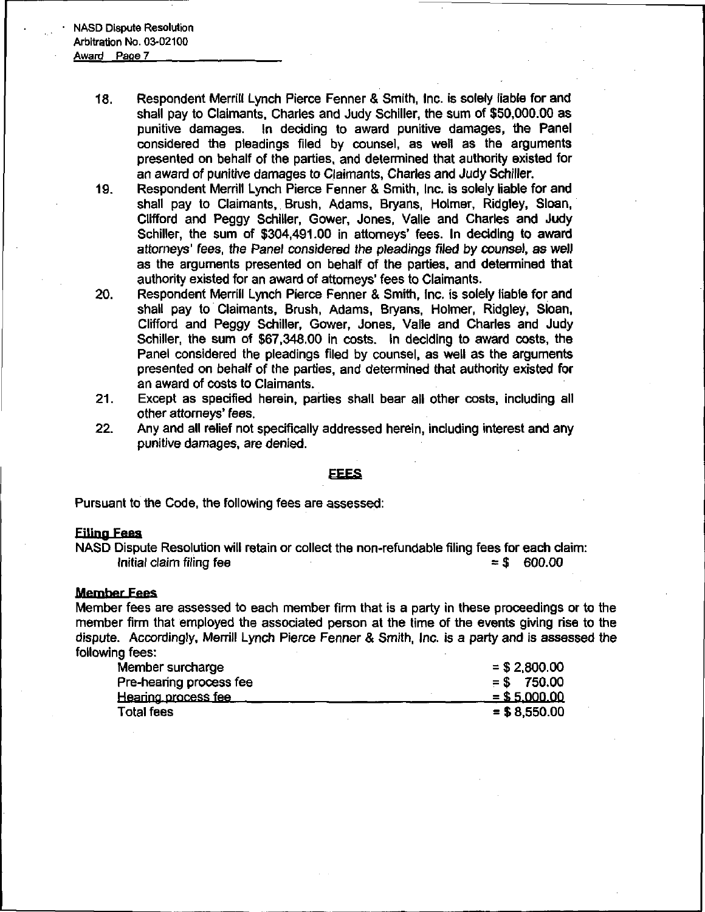18. Respondent Merrill Lynch Pierce Fenner & Smith, Inc. is solely liable for and shall pay to Claimants, Charles and Judy Schiller, the sum of $50,000.00 as punitive damages. In deciding to award punitive damages, the Panel considered the pleadings filed by counsel, as well as the arguments presented on behalf of the parties, and determined that authority existed for an award of punitive damages to Claimants, Charles and Judy Schiller.
19. Respondent Merrill Lynch Pierce Fenner & Smith, Inc. is solely liable for and shall pay to Claimants, Brush, Adams, Bryans, Holmer, Ridgley, Sloan, Clifford and Peggy Schiller, Gower, Jones, Valle and Charles and Judy Schiller, the sum of $304,491.00 in attorneys' fees. In deciding to award attorneys' fees, the Panel considered the pleadings filed by counsel, as well as the arguments presented on behalf of the parties, and determined that authority existed for an award of attorneys' fees to Claimants.
20. Respondent Merrill Lynch Pierce Fenner & Smith, Inc. is solely liable for and shall pay to Claimants, Brush, Adams, Bryans, Holmer, Ridgley, Sloan, Clifford and Peggy Schiller, Gower, Jones, Valle and Charles and Judy Schiller, the sum of $67,348.00 in costs. In deciding to award costs, the Panel considered the pleadings filed by counsel, as well as the arguments presented on behalf of the parties, and determined that authority existed for an award of costs to Claimants.
21. Except as specified herein, parties shall bear all other costs, including all other attorneys' fees.
22. Any and all relief not specifically addressed herein, including interest and any punitive damages, are denied.

## FEES

Pursuant to the Code, the following fees are assessed:

**Filing Fees**

NASD Dispute Resolution will retain or collect the non-refundable filing fees for each claim:

| | |
|---|---|
| Initial claim filing fee | = $ 600.00 |

**Member Fees**

Member fees are assessed to each member firm that is a party in these proceedings or to the member firm that employed the associated person at the time of the events giving rise to the dispute. Accordingly, Merrill Lynch Pierce Fenner & Smith, Inc. is a party and is assessed the following fees:

| | |
|---|---|
| Member surcharge | = $ 2,800.00 |
| Pre-hearing process fee | = $ 750.00 |
| Hearing process fee | = $ 5,000.00 |
| Total fees | = $ 8,550.00 |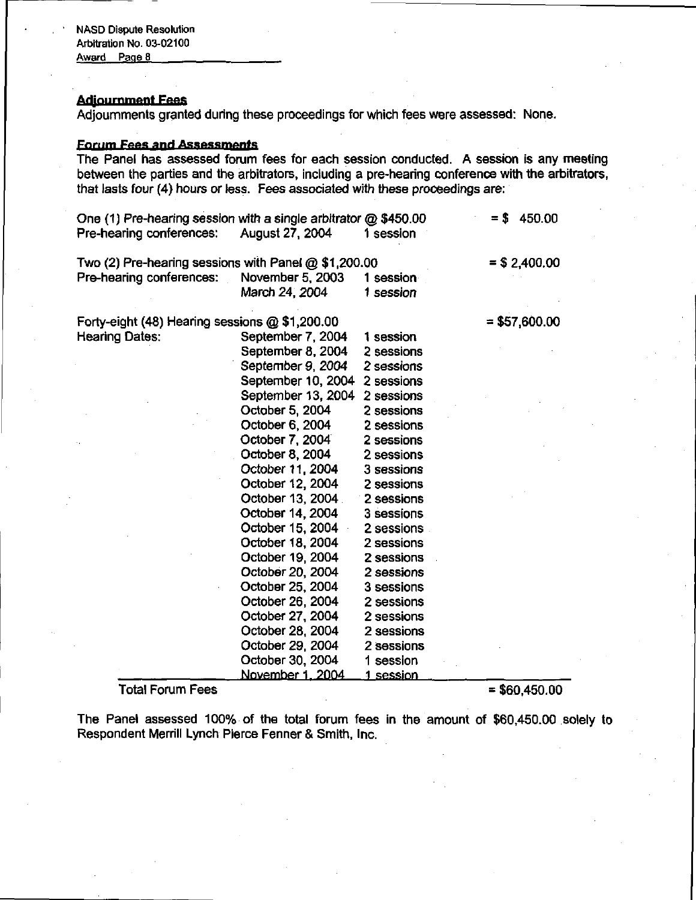## Adjournment Fees

Adjournments granted during these proceedings for which fees were assessed: None.

## Forum Fees and Assessments

The Panel has assessed forum fees for each session conducted. A session is any meeting between the parties and the arbitrators, including a pre-hearing conference with the arbitrators, that lasts four (4) hours or less. Fees associated with these proceedings are:

| | | | |
|---|---|---|---|
| One (1) Pre-hearing session with a single arbitrator @ $450.00 | | | = $ 450.00 |
| Pre-hearing conferences: | August 27, 2004 | 1 session | |
| | | | |
| Two (2) Pre-hearing sessions with Panel @ $1,200.00 | | | = $ 2,400.00 |
| Pre-hearing conferences: | November 5, 2003 | 1 session | |
| | March 24, 2004 | 1 session | |
| | | | |
| Forty-eight (48) Hearing sessions @ $1,200.00 | | | = $57,600.00 |
| Hearing Dates: | September 7, 2004 | 1 session | |
| | September 8, 2004 | 2 sessions | |
| | September 9, 2004 | 2 sessions | |
| | September 10, 2004 | 2 sessions | |
| | September 13, 2004 | 2 sessions | |
| | October 5, 2004 | 2 sessions | |
| | October 6, 2004 | 2 sessions | |
| | October 7, 2004 | 2 sessions | |
| | October 8, 2004 | 2 sessions | |
| | October 11, 2004 | 3 sessions | |
| | October 12, 2004 | 2 sessions | |
| | October 13, 2004 | 2 sessions | |
| | October 14, 2004 | 3 sessions | |
| | October 15, 2004 | 2 sessions | |
| | October 18, 2004 | 2 sessions | |
| | October 19, 2004 | 2 sessions | |
| | October 20, 2004 | 2 sessions | |
| | October 25, 2004 | 3 sessions | |
| | October 26, 2004 | 2 sessions | |
| | October 27, 2004 | 2 sessions | |
| | October 28, 2004 | 2 sessions | |
| | October 29, 2004 | 2 sessions | |
| | October 30, 2004 | 1 session | |
| | November 1, 2004 | 1 session | |
| **Total Forum Fees** | | | = $60,450.00 |

The Panel assessed 100% of the total forum fees in the amount of $60,450.00 solely to Respondent Merrill Lynch Pierce Fenner & Smith, Inc.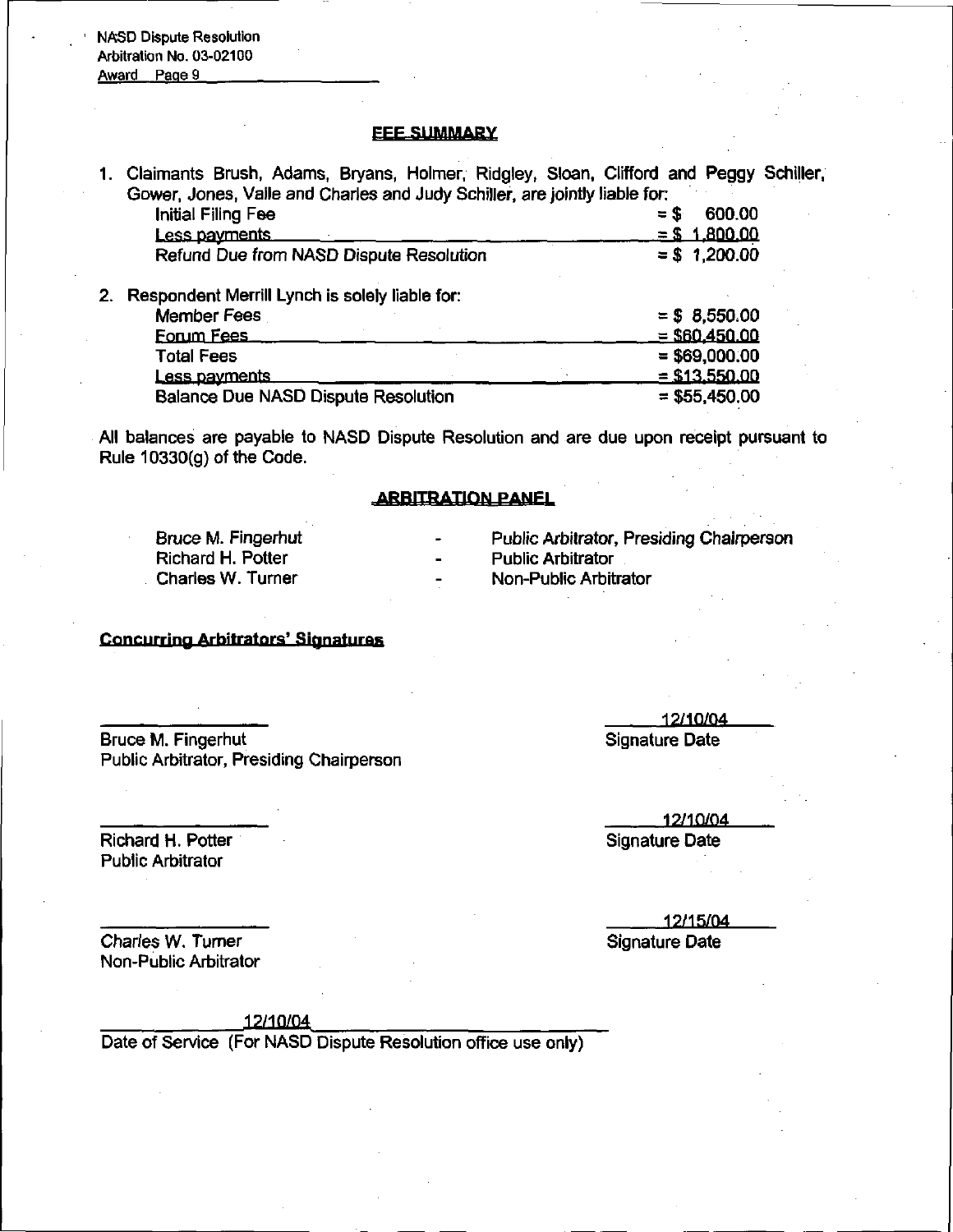## FEE SUMMARY

1. Claimants Brush, Adams, Bryans, Holmer, Ridgley, Sloan, Clifford and Peggy Schiller, Gower, Jones, Valle and Charles and Judy Schiller, are jointly liable for:

| | |
|---|---|
| Initial Filing Fee | = $ 600.00 |
| Less payments | = $ 1,800.00 |
| Refund Due from NASD Dispute Resolution | = $ 1,200.00 |

2. Respondent Merrill Lynch is solely liable for:

| | |
|---|---|
| Member Fees | = $ 8,550.00 |
| Forum Fees | = $60,450.00 |
| Total Fees | = $69,000.00 |
| Less payments | = $13,550.00 |
| Balance Due NASD Dispute Resolution | = $55,450.00 |

All balances are payable to NASD Dispute Resolution and are due upon receipt pursuant to Rule 10330(g) of the Code.

## ARBITRATION PANEL

| | | |
|---|---|---|
| Bruce M. Fingerhut | - | Public Arbitrator, Presiding Chairperson |
| Richard H. Potter | - | Public Arbitrator |
| Charles W. Turner | - | Non-Public Arbitrator |

**Concurring Arbitrators' Signatures**

| | |
|---|---|
| Bruce M. Fingerhut<br>Public Arbitrator, Presiding Chairperson | 12/10/04<br>Signature Date |
| Richard H. Potter<br>Public Arbitrator | 12/10/04<br>Signature Date |
| Charles W. Turner<br>Non-Public Arbitrator | 12/15/04<br>Signature Date |

12/10/04
Date of Service (For NASD Dispute Resolution office use only)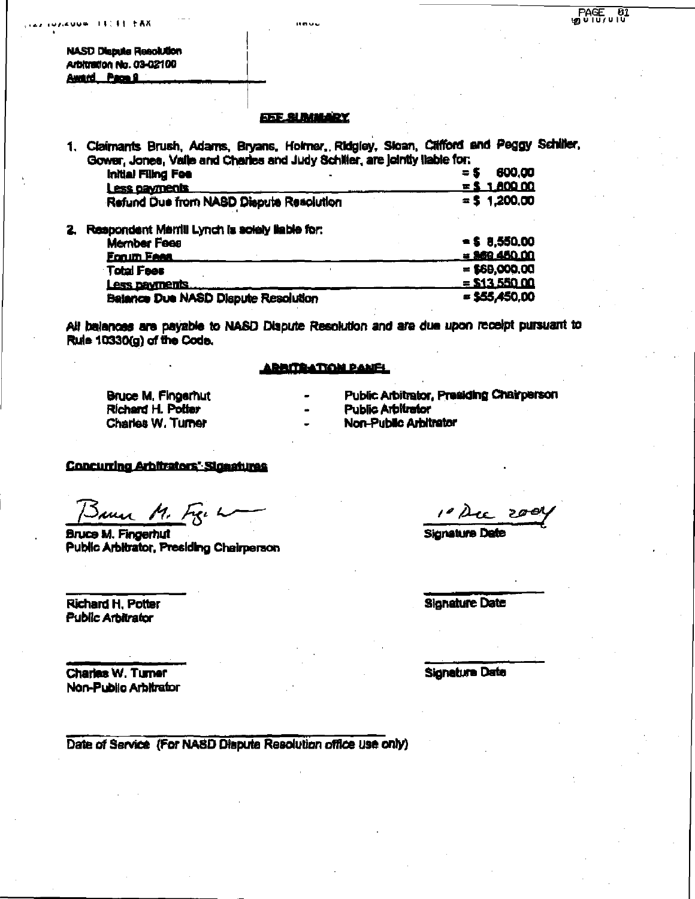NASD Dispute Resolution
Arbitration No. 03-02100
Award Page 9

## FEE SUMMARY

1. Claimants Brush, Adams, Bryans, Holmer, Ridgley, Sloan, Clifford and Peggy Schiller, Gower, Jones, Valle and Charles and Judy Schiller, are jointly liable for:

| | |
|---|---|
| Initial Filing Fee | = $ 600.00 |
| Less payments | = $ 1,800.00 |
| Refund Due from NASD Dispute Resolution | = $ 1,200.00 |

2. Respondent Merrill Lynch is solely liable for:

| | |
|---|---|
| Member Fees | = $ 8,550.00 |
| Forum Fees | = $60,450.00 |
| Total Fees | = $69,000.00 |
| Less payments | = $13,550.00 |
| Balance Due NASD Dispute Resolution | = $55,450.00 |

*All balances are payable to NASD Dispute Resolution and are due upon receipt pursuant to Rule 10330(g) of the Code.*

## ARBITRATION PANEL

| | | |
|---|---|---|
| Bruce M. Fingerhut | - | Public Arbitrator, Presiding Chairperson |
| Richard H. Potter | - | Public Arbitrator |
| Charles W. Turner | - | Non-Public Arbitrator |

**Concurring Arbitrators' Signatures**

Bruce M. Fingerhut (signature) — 10 Dec 2004
Bruce M. Fingerhut
Public Arbitrator, Presiding Chairperson
Signature Date

______________________
Richard H. Potter
Public Arbitrator
Signature Date

______________________
Charles W. Turner
Non-Public Arbitrator
Signature Date

______________________
Date of Service (For NASD Dispute Resolution office use only)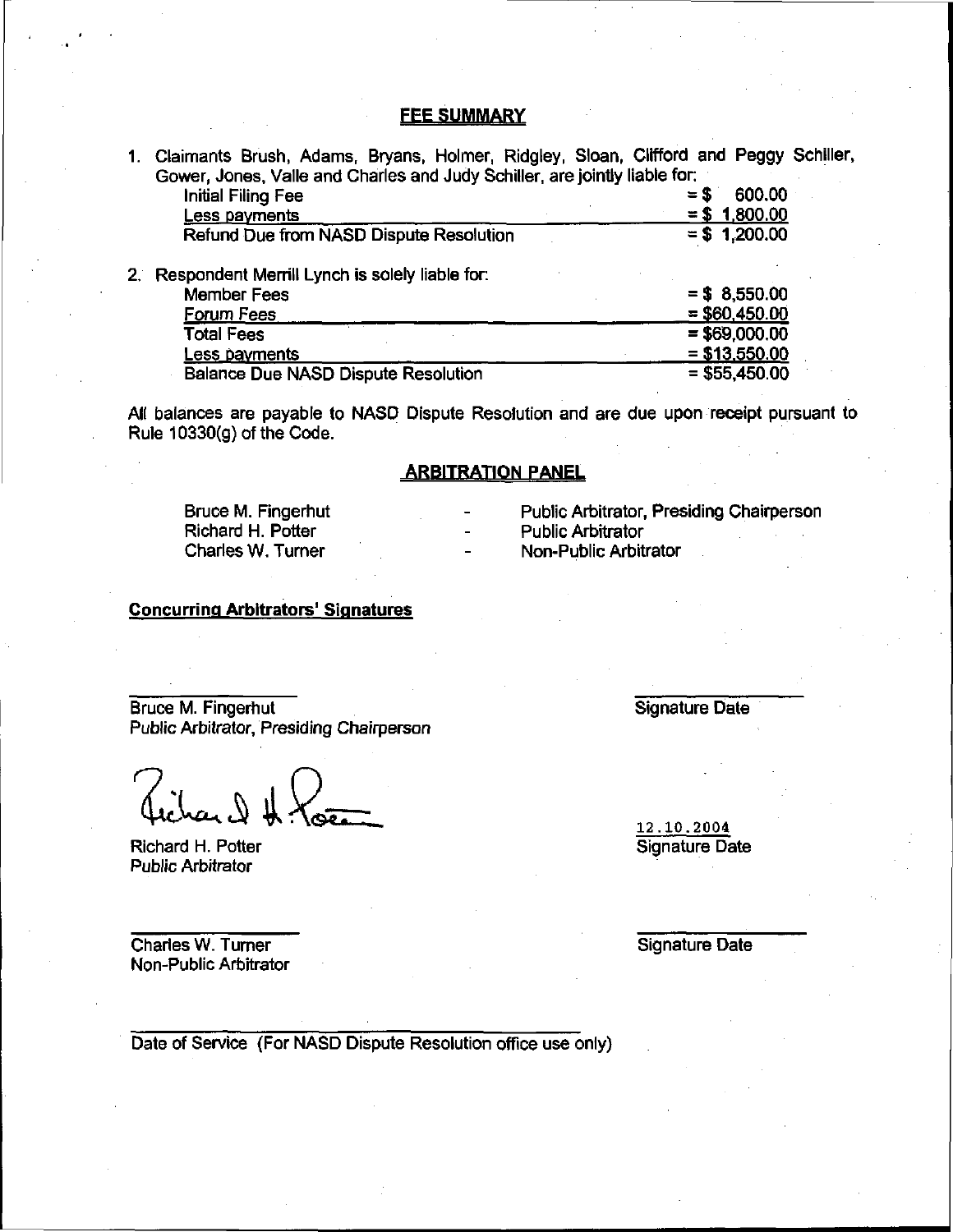## FEE SUMMARY

1. Claimants Brush, Adams, Bryans, Holmer, Ridgley, Sloan, Clifford and Peggy Schiller, Gower, Jones, Valle and Charles and Judy Schiller, are jointly liable for:

| | |
|---|---|
| Initial Filing Fee | = $ 600.00 |
| Less payments | = $ 1,800.00 |
| Refund Due from NASD Dispute Resolution | = $ 1,200.00 |

2. Respondent Merrill Lynch is solely liable for:

| | |
|---|---|
| Member Fees | = $ 8,550.00 |
| Forum Fees | = $60,450.00 |
| Total Fees | = $69,000.00 |
| Less payments | = $13,550.00 |
| Balance Due NASD Dispute Resolution | = $55,450.00 |

All balances are payable to NASD Dispute Resolution and are due upon receipt pursuant to Rule 10330(g) of the Code.

## ARBITRATION PANEL

| | | |
|---|---|---|
| Bruce M. Fingerhut | - | Public Arbitrator, Presiding Chairperson |
| Richard H. Potter | - | Public Arbitrator |
| Charles W. Turner | - | Non-Public Arbitrator |

**Concurring Arbitrators' Signatures**

Bruce M. Fingerhut
Public Arbitrator, Presiding Chairperson

Signature Date

Richard H. Potter
Public Arbitrator

12.10.2004
Signature Date

Charles W. Turner
Non-Public Arbitrator

Signature Date

Date of Service (For NASD Dispute Resolution office use only)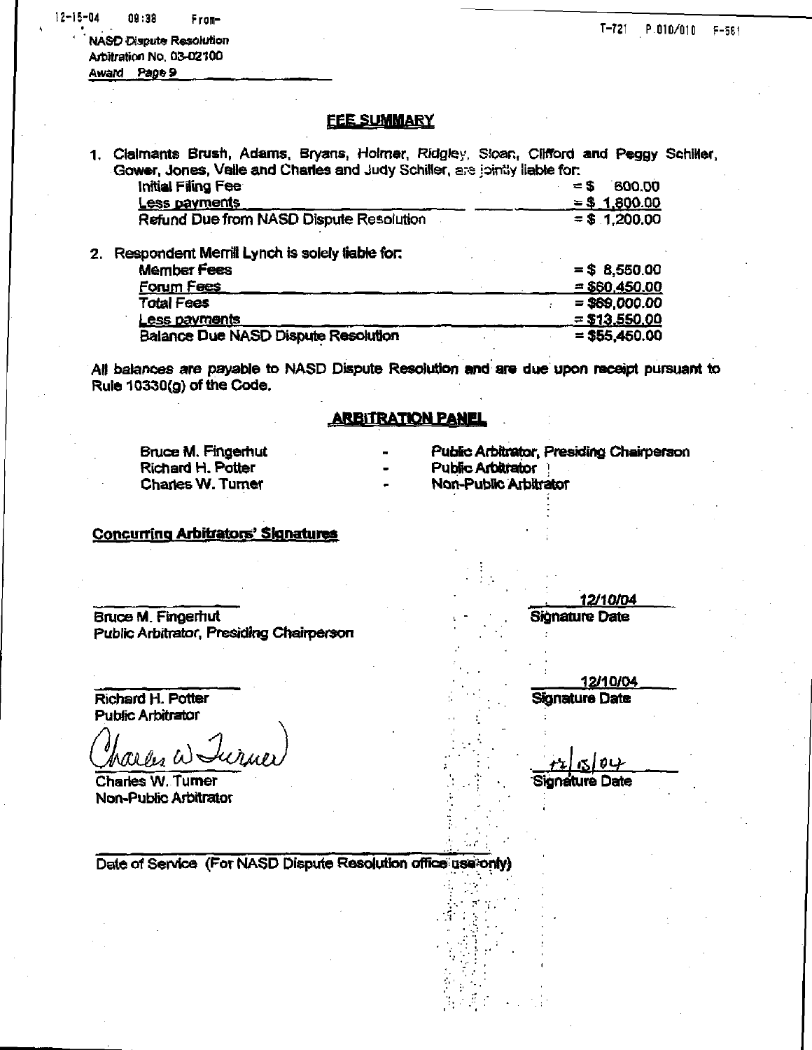NASD Dispute Resolution
Arbitration No. 03-02100
Award Page 9

## FEE SUMMARY

1. Claimants Brush, Adams, Bryans, Holmer, Ridgley, Sloan, Clifford and Peggy Schiller, Gower, Jones, Valle and Charles and Judy Schiller, are jointly liable for:

| | |
|---|---|
| Initial Filing Fee | = $ 600.00 |
| Less payments | = $ 1,800.00 |
| Refund Due from NASD Dispute Resolution | = $ 1,200.00 |

2. Respondent Merrill Lynch is solely liable for:

| | |
|---|---|
| Member Fees | = $ 8,550.00 |
| Forum Fees | = $60,450.00 |
| Total Fees | = $69,000.00 |
| Less payments | = $13,550.00 |
| Balance Due NASD Dispute Resolution | = $55,450.00 |

All balances are payable to NASD Dispute Resolution and are due upon receipt pursuant to Rule 10330(g) of the Code.

## ARBITRATION PANEL

| | | |
|---|---|---|
| Bruce M. Fingerhut | - | Public Arbitrator, Presiding Chairperson |
| Richard H. Potter | - | Public Arbitrator |
| Charles W. Turner | - | Non-Public Arbitrator |

**Concurring Arbitrators' Signatures**

Bruce M. Fingerhut
Public Arbitrator, Presiding Chairperson

12/10/04
Signature Date

Richard H. Potter
Public Arbitrator

12/10/04
Signature Date

Charles W. Turner
Charles W. Turner
Non-Public Arbitrator

12/13/04
Signature Date

Date of Service (For NASD Dispute Resolution office use only)